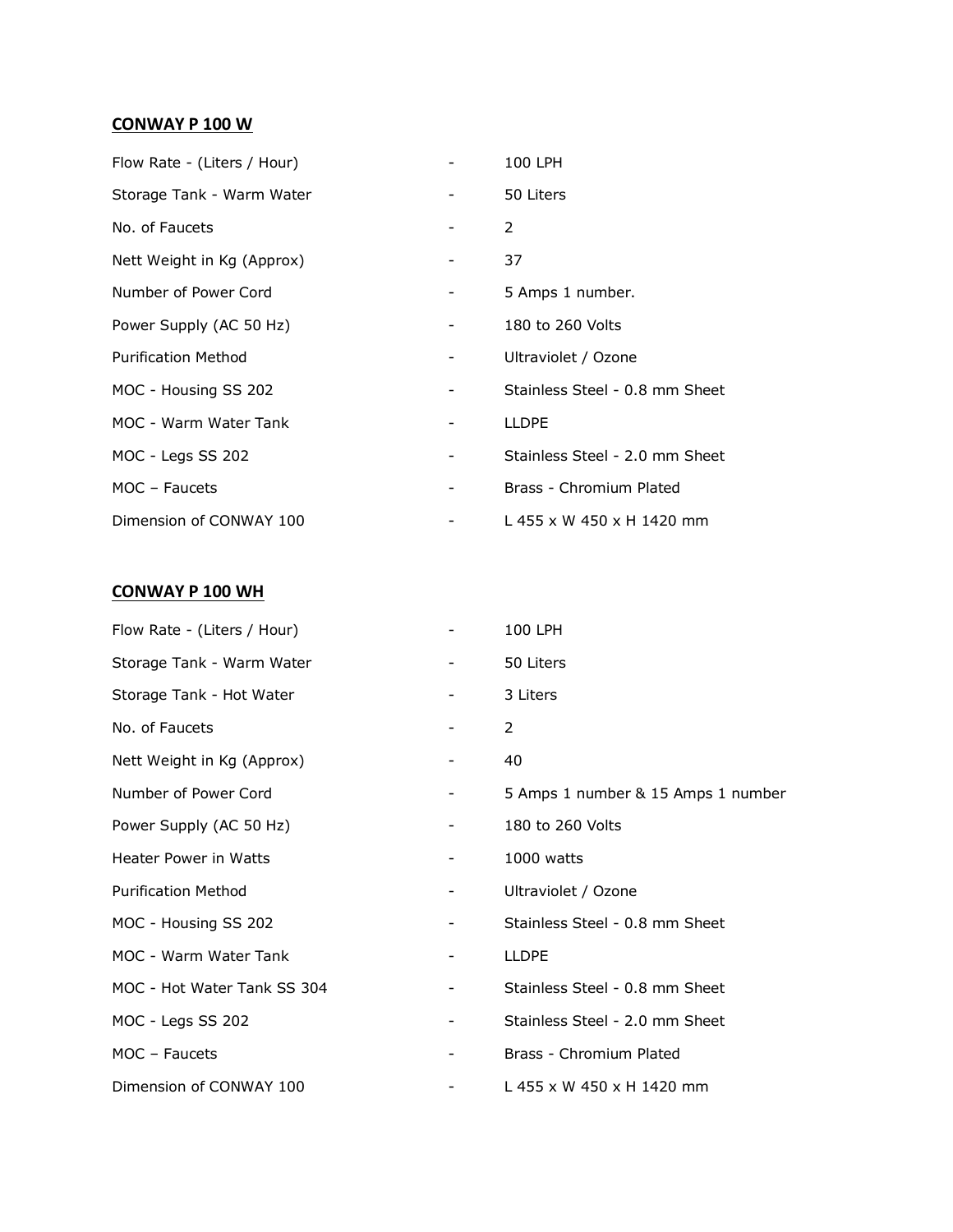**CONWAY P 100 W**

| | | |
|---|---|---|
| Flow Rate - (Liters / Hour) | - | 100 LPH |
| Storage Tank - Warm Water | - | 50 Liters |
| No. of Faucets | - | 2 |
| Nett Weight in Kg (Approx) | - | 37 |
| Number of Power Cord | - | 5 Amps 1 number. |
| Power Supply (AC 50 Hz) | - | 180 to 260 Volts |
| Purification Method | - | Ultraviolet / Ozone |
| MOC - Housing SS 202 | - | Stainless Steel - 0.8 mm Sheet |
| MOC - Warm Water Tank | - | LLDPE |
| MOC - Legs SS 202 | - | Stainless Steel - 2.0 mm Sheet |
| MOC – Faucets | - | Brass - Chromium Plated |
| Dimension of CONWAY 100 | - | L 455 x W 450 x H 1420 mm |

**CONWAY P 100 WH**

| | | |
|---|---|---|
| Flow Rate - (Liters / Hour) | - | 100 LPH |
| Storage Tank - Warm Water | - | 50 Liters |
| Storage Tank - Hot Water | - | 3 Liters |
| No. of Faucets | - | 2 |
| Nett Weight in Kg (Approx) | - | 40 |
| Number of Power Cord | - | 5 Amps 1 number & 15 Amps 1 number |
| Power Supply (AC 50 Hz) | - | 180 to 260 Volts |
| Heater Power in Watts | - | 1000 watts |
| Purification Method | - | Ultraviolet / Ozone |
| MOC - Housing SS 202 | - | Stainless Steel - 0.8 mm Sheet |
| MOC - Warm Water Tank | - | LLDPE |
| MOC - Hot Water Tank SS 304 | - | Stainless Steel - 0.8 mm Sheet |
| MOC - Legs SS 202 | - | Stainless Steel - 2.0 mm Sheet |
| MOC – Faucets | - | Brass - Chromium Plated |
| Dimension of CONWAY 100 | - | L 455 x W 450 x H 1420 mm |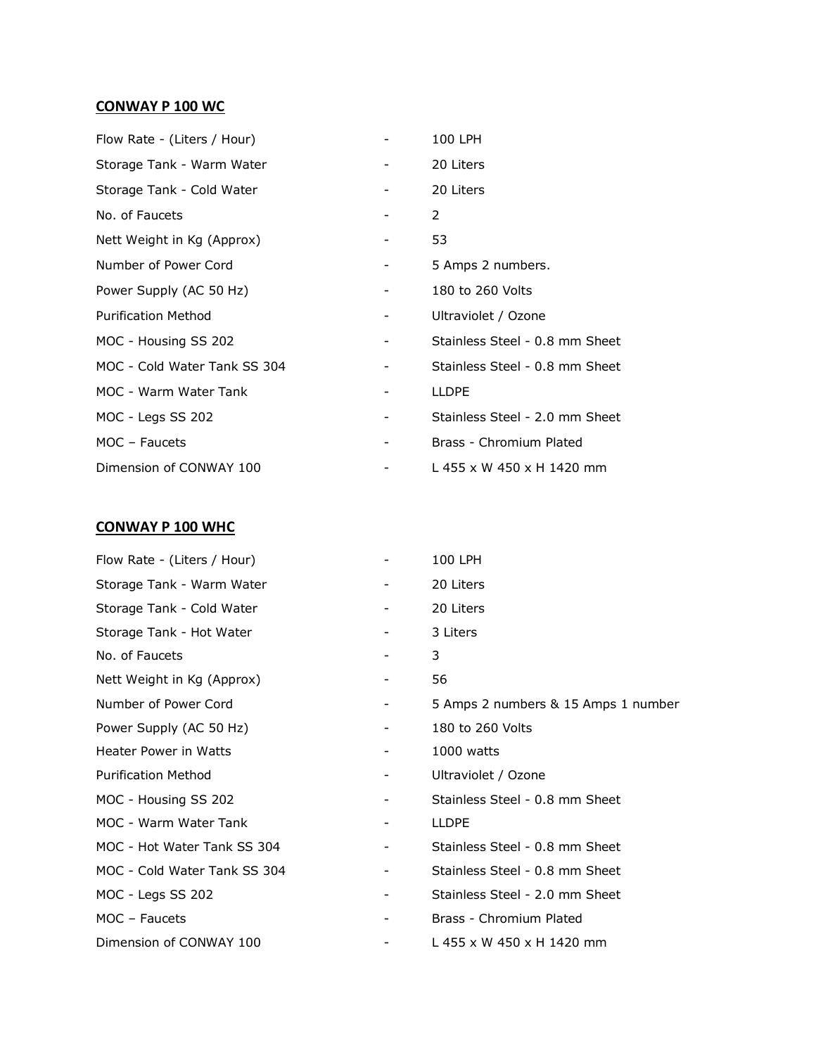**CONWAY P 100 WC**

| | | |
|---|---|---|
| Flow Rate - (Liters / Hour) | - | 100 LPH |
| Storage Tank - Warm Water | - | 20 Liters |
| Storage Tank - Cold Water | - | 20 Liters |
| No. of Faucets | - | 2 |
| Nett Weight in Kg (Approx) | - | 53 |
| Number of Power Cord | - | 5 Amps 2 numbers. |
| Power Supply (AC 50 Hz) | - | 180 to 260 Volts |
| Purification Method | - | Ultraviolet / Ozone |
| MOC - Housing SS 202 | - | Stainless Steel - 0.8 mm Sheet |
| MOC - Cold Water Tank SS 304 | - | Stainless Steel - 0.8 mm Sheet |
| MOC - Warm Water Tank | - | LLDPE |
| MOC - Legs SS 202 | - | Stainless Steel - 2.0 mm Sheet |
| MOC – Faucets | - | Brass - Chromium Plated |
| Dimension of CONWAY 100 | - | L 455 x W 450 x H 1420 mm |

**CONWAY P 100 WHC**

| | | |
|---|---|---|
| Flow Rate - (Liters / Hour) | - | 100 LPH |
| Storage Tank - Warm Water | - | 20 Liters |
| Storage Tank - Cold Water | - | 20 Liters |
| Storage Tank - Hot Water | - | 3 Liters |
| No. of Faucets | - | 3 |
| Nett Weight in Kg (Approx) | - | 56 |
| Number of Power Cord | - | 5 Amps 2 numbers & 15 Amps 1 number |
| Power Supply (AC 50 Hz) | - | 180 to 260 Volts |
| Heater Power in Watts | - | 1000 watts |
| Purification Method | - | Ultraviolet / Ozone |
| MOC - Housing SS 202 | - | Stainless Steel - 0.8 mm Sheet |
| MOC - Warm Water Tank | - | LLDPE |
| MOC - Hot Water Tank SS 304 | - | Stainless Steel - 0.8 mm Sheet |
| MOC - Cold Water Tank SS 304 | - | Stainless Steel - 0.8 mm Sheet |
| MOC - Legs SS 202 | - | Stainless Steel - 2.0 mm Sheet |
| MOC – Faucets | - | Brass - Chromium Plated |
| Dimension of CONWAY 100 | - | L 455 x W 450 x H 1420 mm |